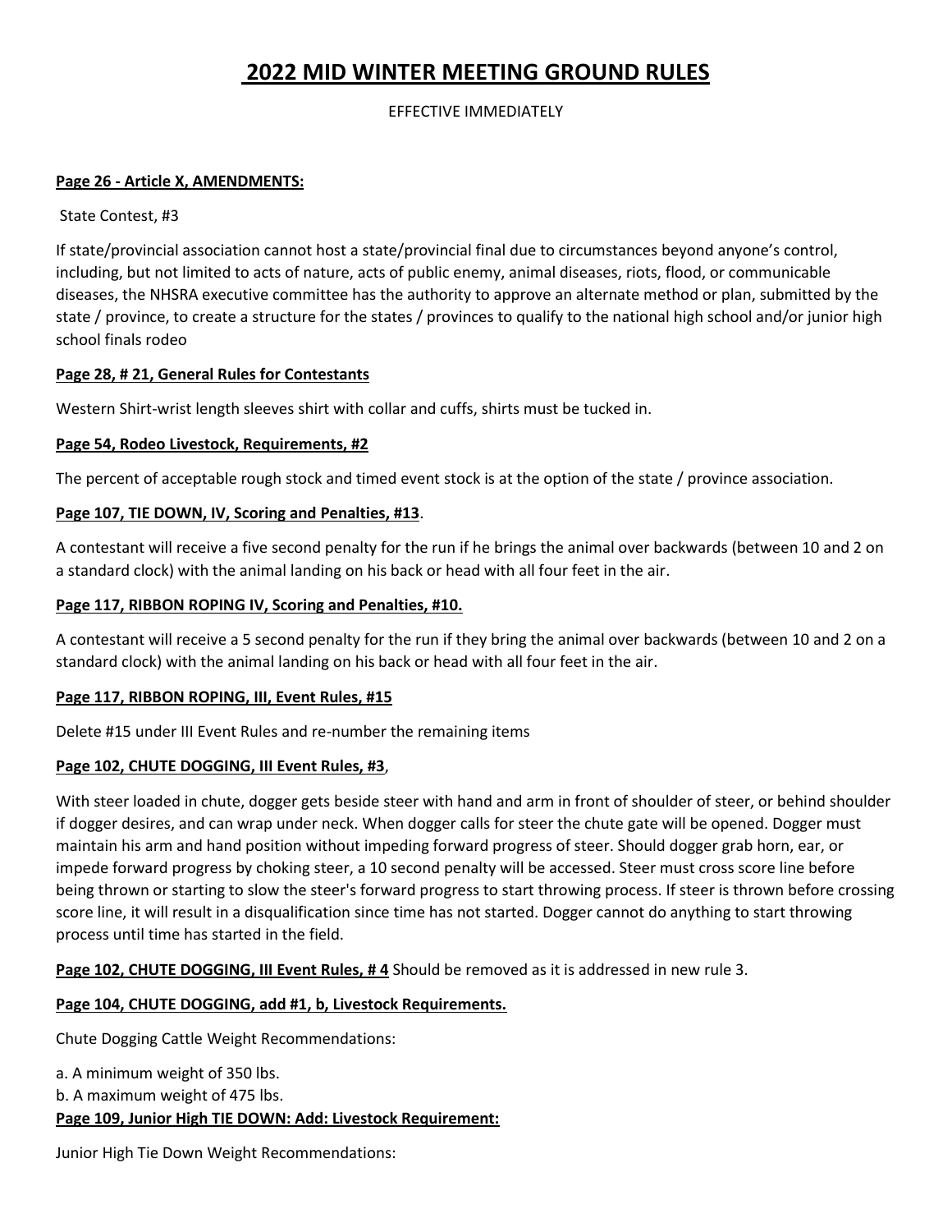# 2022 MID WINTER MEETING GROUND RULES

EFFECTIVE IMMEDIATELY

**Page 26 - Article X, AMENDMENTS:**

State Contest, #3

If state/provincial association cannot host a state/provincial final due to circumstances beyond anyone's control, including, but not limited to acts of nature, acts of public enemy, animal diseases, riots, flood, or communicable diseases, the NHSRA executive committee has the authority to approve an alternate method or plan, submitted by the state / province, to create a structure for the states / provinces to qualify to the national high school and/or junior high school finals rodeo

**Page 28, # 21, General Rules for Contestants**

Western Shirt-wrist length sleeves shirt with collar and cuffs, shirts must be tucked in.

**Page 54, Rodeo Livestock, Requirements, #2**

The percent of acceptable rough stock and timed event stock is at the option of the state / province association.

**Page 107, TIE DOWN, IV, Scoring and Penalties, #13**.

A contestant will receive a five second penalty for the run if he brings the animal over backwards (between 10 and 2 on a standard clock) with the animal landing on his back or head with all four feet in the air.

**Page 117, RIBBON ROPING IV, Scoring and Penalties, #10.**

A contestant will receive a 5 second penalty for the run if they bring the animal over backwards (between 10 and 2 on a standard clock) with the animal landing on his back or head with all four feet in the air.

**Page 117, RIBBON ROPING, III, Event Rules, #15**

Delete #15 under III Event Rules and re-number the remaining items

**Page 102, CHUTE DOGGING, III Event Rules, #3**,

With steer loaded in chute, dogger gets beside steer with hand and arm in front of shoulder of steer, or behind shoulder if dogger desires, and can wrap under neck. When dogger calls for steer the chute gate will be opened. Dogger must maintain his arm and hand position without impeding forward progress of steer. Should dogger grab horn, ear, or impede forward progress by choking steer, a 10 second penalty will be accessed. Steer must cross score line before being thrown or starting to slow the steer's forward progress to start throwing process. If steer is thrown before crossing score line, it will result in a disqualification since time has not started. Dogger cannot do anything to start throwing process until time has started in the field.

**Page 102, CHUTE DOGGING, III Event Rules, # 4** Should be removed as it is addressed in new rule 3.

**Page 104, CHUTE DOGGING, add #1, b, Livestock Requirements.**

Chute Dogging Cattle Weight Recommendations:

a. A minimum weight of 350 lbs.
b. A maximum weight of 475 lbs.

**Page 109, Junior High TIE DOWN: Add: Livestock Requirement:**

Junior High Tie Down Weight Recommendations: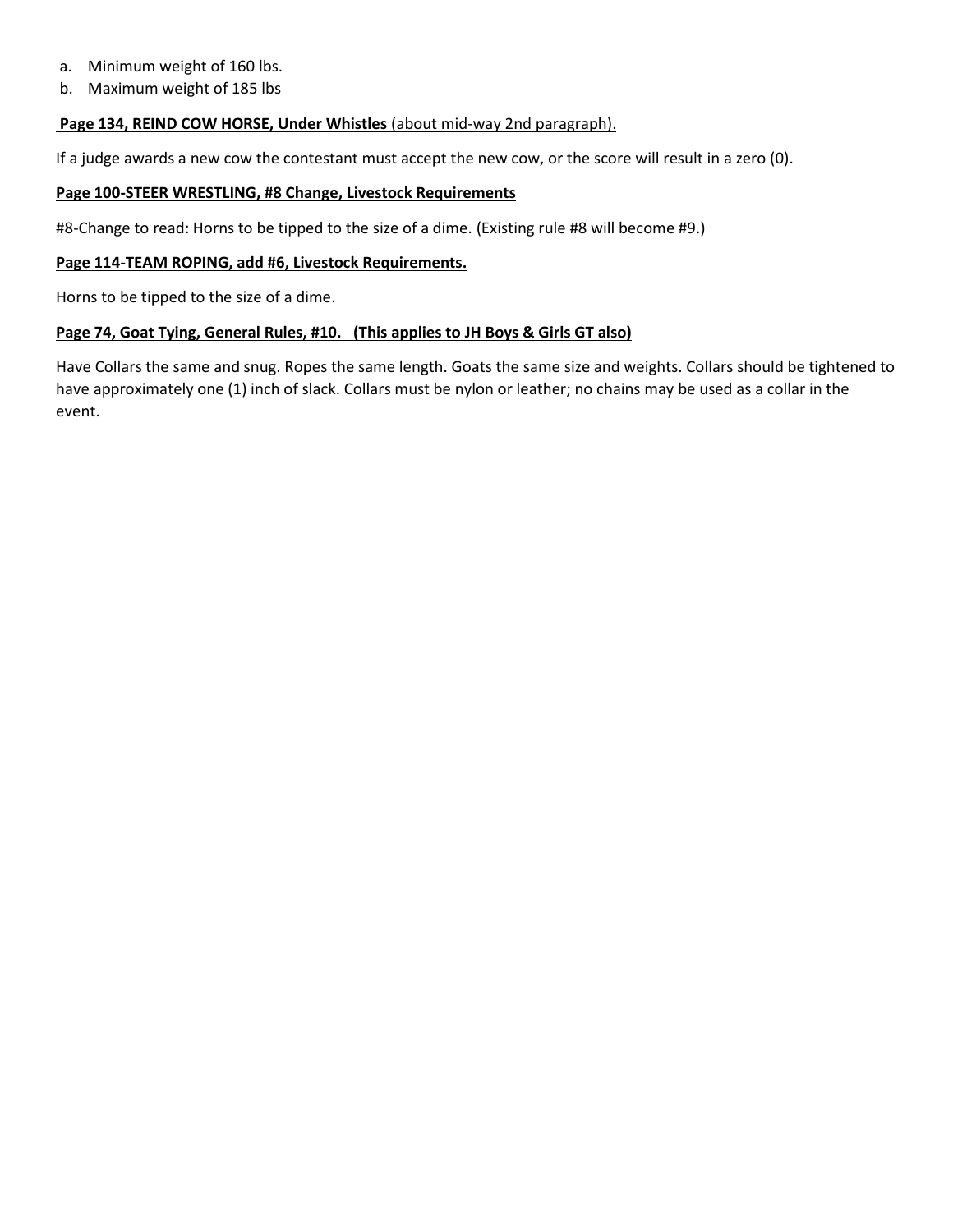a. Minimum weight of 160 lbs.
b. Maximum weight of 185 lbs

**Page 134, REIND COW HORSE, Under Whistles** (about mid-way 2nd paragraph).

If a judge awards a new cow the contestant must accept the new cow, or the score will result in a zero (0).

**Page 100-STEER WRESTLING, #8 Change, Livestock Requirements**

#8-Change to read: Horns to be tipped to the size of a dime. (Existing rule #8 will become #9.)

**Page 114-TEAM ROPING, add #6, Livestock Requirements.**

Horns to be tipped to the size of a dime.

**Page 74, Goat Tying, General Rules, #10. (This applies to JH Boys & Girls GT also)**

Have Collars the same and snug. Ropes the same length. Goats the same size and weights. Collars should be tightened to have approximately one (1) inch of slack. Collars must be nylon or leather; no chains may be used as a collar in the event.